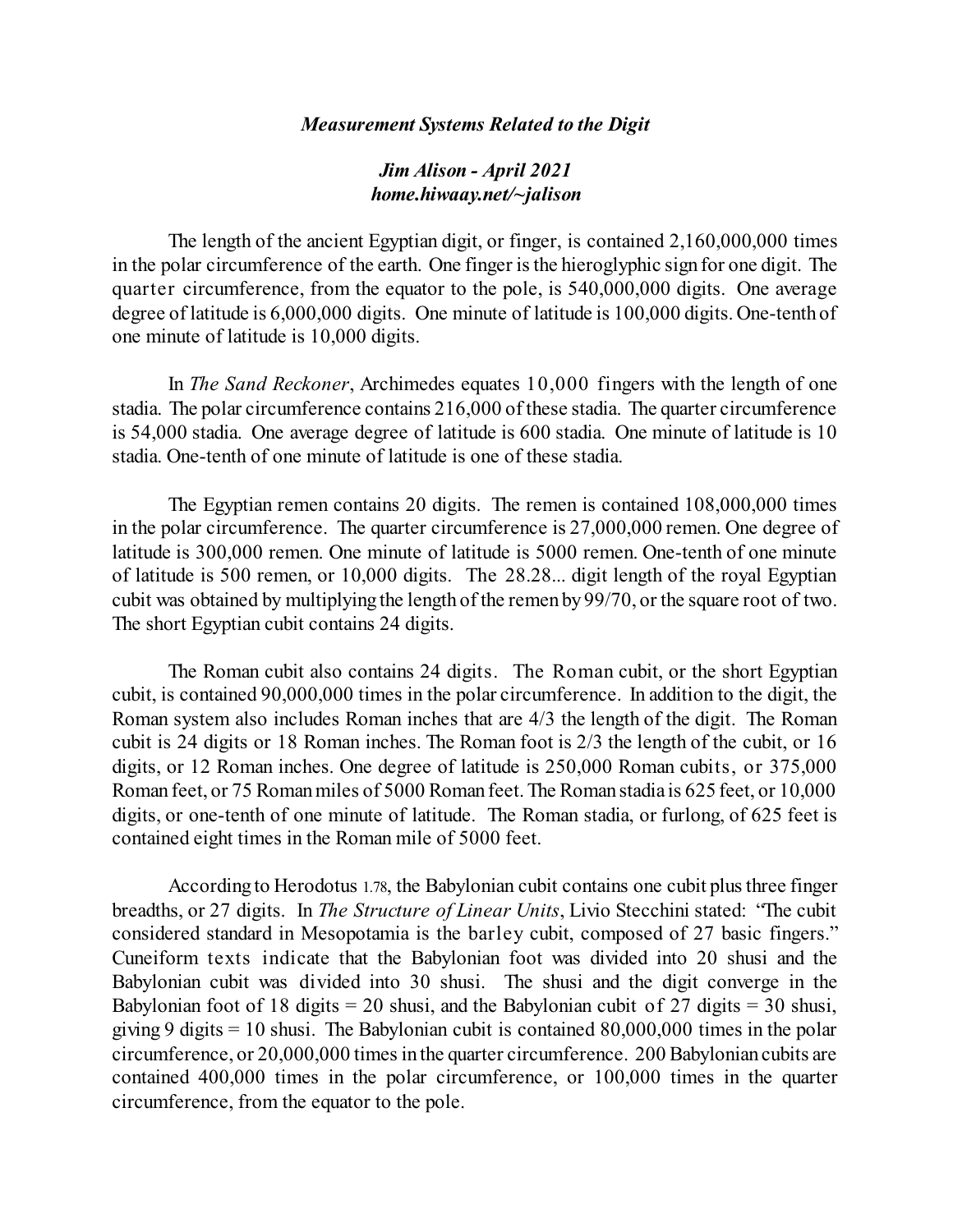***Measurement Systems Related to the Digit***

***Jim Alison - April 2021***
***home.hiwaay.net/~jalison***

The length of the ancient Egyptian digit, or finger, is contained 2,160,000,000 times in the polar circumference of the earth. One finger is the hieroglyphic sign for one digit. The quarter circumference, from the equator to the pole, is 540,000,000 digits. One average degree of latitude is 6,000,000 digits. One minute of latitude is 100,000 digits. One-tenth of one minute of latitude is 10,000 digits.

In *The Sand Reckoner*, Archimedes equates 10,000 fingers with the length of one stadia. The polar circumference contains 216,000 of these stadia. The quarter circumference is 54,000 stadia. One average degree of latitude is 600 stadia. One minute of latitude is 10 stadia. One-tenth of one minute of latitude is one of these stadia.

The Egyptian remen contains 20 digits. The remen is contained 108,000,000 times in the polar circumference. The quarter circumference is 27,000,000 remen. One degree of latitude is 300,000 remen. One minute of latitude is 5000 remen. One-tenth of one minute of latitude is 500 remen, or 10,000 digits. The 28.28... digit length of the royal Egyptian cubit was obtained by multiplying the length of the remen by 99/70, or the square root of two. The short Egyptian cubit contains 24 digits.

The Roman cubit also contains 24 digits. The Roman cubit, or the short Egyptian cubit, is contained 90,000,000 times in the polar circumference. In addition to the digit, the Roman system also includes Roman inches that are 4/3 the length of the digit. The Roman cubit is 24 digits or 18 Roman inches. The Roman foot is 2/3 the length of the cubit, or 16 digits, or 12 Roman inches. One degree of latitude is 250,000 Roman cubits, or 375,000 Roman feet, or 75 Roman miles of 5000 Roman feet. The Roman stadia is 625 feet, or 10,000 digits, or one-tenth of one minute of latitude. The Roman stadia, or furlong, of 625 feet is contained eight times in the Roman mile of 5000 feet.

According to Herodotus 1.78, the Babylonian cubit contains one cubit plus three finger breadths, or 27 digits. In *The Structure of Linear Units*, Livio Stecchini stated: "The cubit considered standard in Mesopotamia is the barley cubit, composed of 27 basic fingers." Cuneiform texts indicate that the Babylonian foot was divided into 20 shusi and the Babylonian cubit was divided into 30 shusi. The shusi and the digit converge in the Babylonian foot of 18 digits = 20 shusi, and the Babylonian cubit of 27 digits = 30 shusi, giving 9 digits = 10 shusi. The Babylonian cubit is contained 80,000,000 times in the polar circumference, or 20,000,000 times in the quarter circumference. 200 Babylonian cubits are contained 400,000 times in the polar circumference, or 100,000 times in the quarter circumference, from the equator to the pole.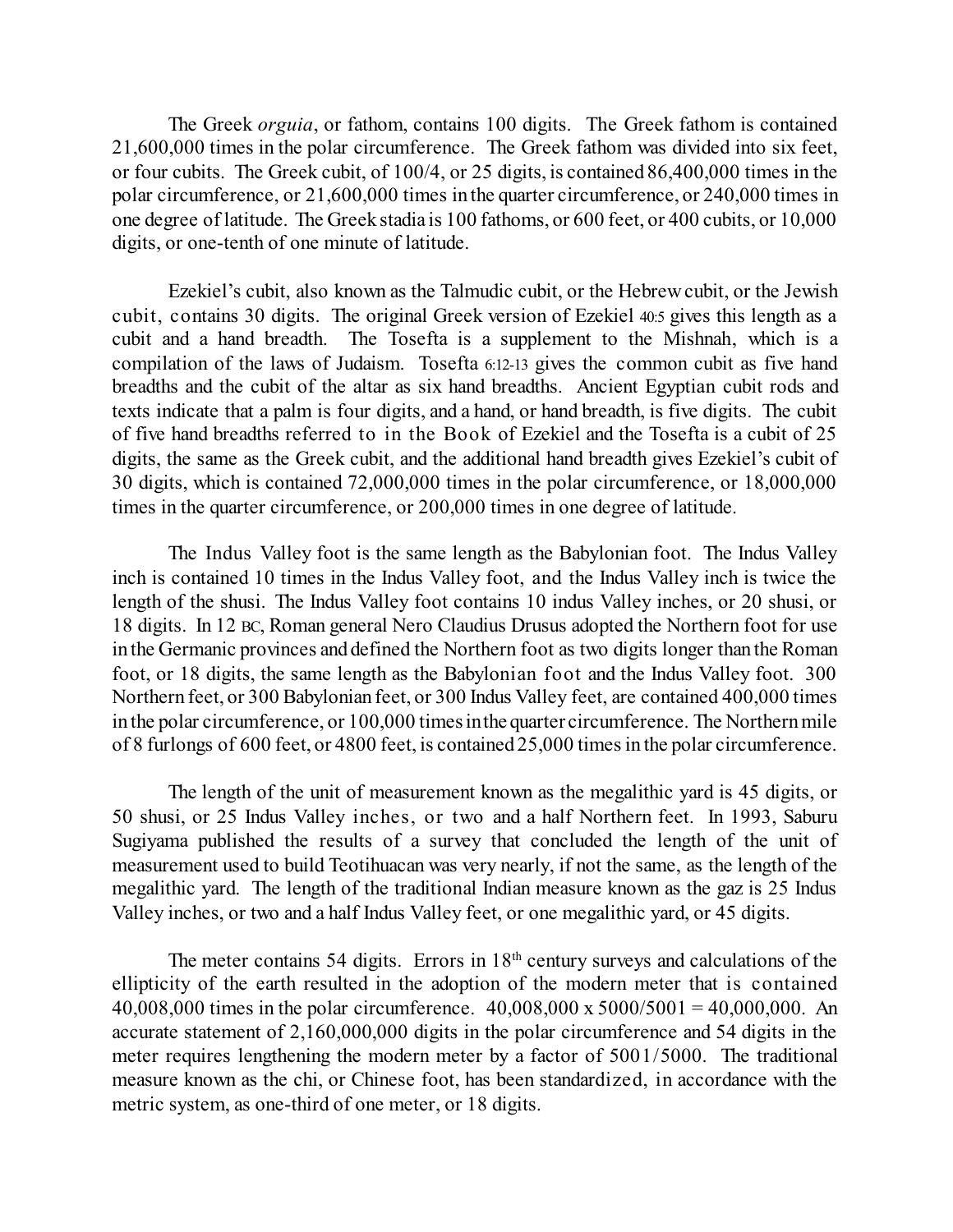The Greek *orguia*, or fathom, contains 100 digits. The Greek fathom is contained 21,600,000 times in the polar circumference. The Greek fathom was divided into six feet, or four cubits. The Greek cubit, of 100/4, or 25 digits, is contained 86,400,000 times in the polar circumference, or 21,600,000 times in the quarter circumference, or 240,000 times in one degree of latitude. The Greek stadia is 100 fathoms, or 600 feet, or 400 cubits, or 10,000 digits, or one-tenth of one minute of latitude.

Ezekiel's cubit, also known as the Talmudic cubit, or the Hebrew cubit, or the Jewish cubit, contains 30 digits. The original Greek version of Ezekiel 40:5 gives this length as a cubit and a hand breadth. The Tosefta is a supplement to the Mishnah, which is a compilation of the laws of Judaism. Tosefta 6:12-13 gives the common cubit as five hand breadths and the cubit of the altar as six hand breadths. Ancient Egyptian cubit rods and texts indicate that a palm is four digits, and a hand, or hand breadth, is five digits. The cubit of five hand breadths referred to in the Book of Ezekiel and the Tosefta is a cubit of 25 digits, the same as the Greek cubit, and the additional hand breadth gives Ezekiel's cubit of 30 digits, which is contained 72,000,000 times in the polar circumference, or 18,000,000 times in the quarter circumference, or 200,000 times in one degree of latitude.

The Indus Valley foot is the same length as the Babylonian foot. The Indus Valley inch is contained 10 times in the Indus Valley foot, and the Indus Valley inch is twice the length of the shusi. The Indus Valley foot contains 10 indus Valley inches, or 20 shusi, or 18 digits. In 12 BC, Roman general Nero Claudius Drusus adopted the Northern foot for use in the Germanic provinces and defined the Northern foot as two digits longer than the Roman foot, or 18 digits, the same length as the Babylonian foot and the Indus Valley foot. 300 Northern feet, or 300 Babylonian feet, or 300 Indus Valley feet, are contained 400,000 times in the polar circumference, or 100,000 times in the quarter circumference. The Northern mile of 8 furlongs of 600 feet, or 4800 feet, is contained 25,000 times in the polar circumference.

The length of the unit of measurement known as the megalithic yard is 45 digits, or 50 shusi, or 25 Indus Valley inches, or two and a half Northern feet. In 1993, Saburu Sugiyama published the results of a survey that concluded the length of the unit of measurement used to build Teotihuacan was very nearly, if not the same, as the length of the megalithic yard. The length of the traditional Indian measure known as the gaz is 25 Indus Valley inches, or two and a half Indus Valley feet, or one megalithic yard, or 45 digits.

The meter contains 54 digits. Errors in 18th century surveys and calculations of the ellipticity of the earth resulted in the adoption of the modern meter that is contained 40,008,000 times in the polar circumference. $40{,}008{,}000 \times 5000/5001 = 40{,}000{,}000$. An accurate statement of 2,160,000,000 digits in the polar circumference and 54 digits in the meter requires lengthening the modern meter by a factor of 5001/5000. The traditional measure known as the chi, or Chinese foot, has been standardized, in accordance with the metric system, as one-third of one meter, or 18 digits.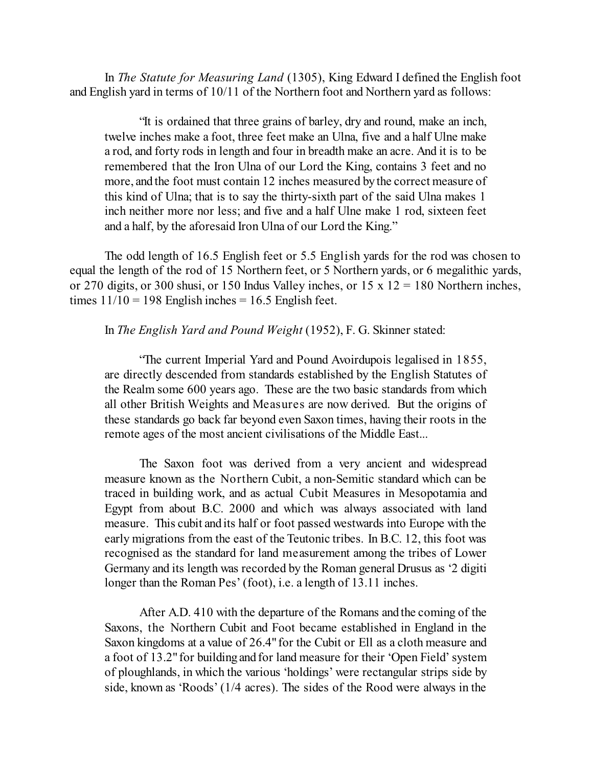In *The Statute for Measuring Land* (1305), King Edward I defined the English foot and English yard in terms of 10/11 of the Northern foot and Northern yard as follows:

> "It is ordained that three grains of barley, dry and round, make an inch, twelve inches make a foot, three feet make an Ulna, five and a half Ulne make a rod, and forty rods in length and four in breadth make an acre. And it is to be remembered that the Iron Ulna of our Lord the King, contains 3 feet and no more, and the foot must contain 12 inches measured by the correct measure of this kind of Ulna; that is to say the thirty-sixth part of the said Ulna makes 1 inch neither more nor less; and five and a half Ulne make 1 rod, sixteen feet and a half, by the aforesaid Iron Ulna of our Lord the King."

The odd length of 16.5 English feet or 5.5 English yards for the rod was chosen to equal the length of the rod of 15 Northern feet, or 5 Northern yards, or 6 megalithic yards, or 270 digits, or 300 shusi, or 150 Indus Valley inches, or 15 x 12 = 180 Northern inches, times 11/10 = 198 English inches = 16.5 English feet.

In *The English Yard and Pound Weight* (1952), F. G. Skinner stated:

> "The current Imperial Yard and Pound Avoirdupois legalised in 1855, are directly descended from standards established by the English Statutes of the Realm some 600 years ago. These are the two basic standards from which all other British Weights and Measures are now derived. But the origins of these standards go back far beyond even Saxon times, having their roots in the remote ages of the most ancient civilisations of the Middle East...
>
> The Saxon foot was derived from a very ancient and widespread measure known as the Northern Cubit, a non-Semitic standard which can be traced in building work, and as actual Cubit Measures in Mesopotamia and Egypt from about B.C. 2000 and which was always associated with land measure. This cubit and its half or foot passed westwards into Europe with the early migrations from the east of the Teutonic tribes. In B.C. 12, this foot was recognised as the standard for land measurement among the tribes of Lower Germany and its length was recorded by the Roman general Drusus as '2 digiti longer than the Roman Pes' (foot), i.e. a length of 13.11 inches.
>
> After A.D. 410 with the departure of the Romans and the coming of the Saxons, the Northern Cubit and Foot became established in England in the Saxon kingdoms at a value of 26.4" for the Cubit or Ell as a cloth measure and a foot of 13.2" for building and for land measure for their 'Open Field' system of ploughlands, in which the various 'holdings' were rectangular strips side by side, known as 'Roods' (1/4 acres). The sides of the Rood were always in the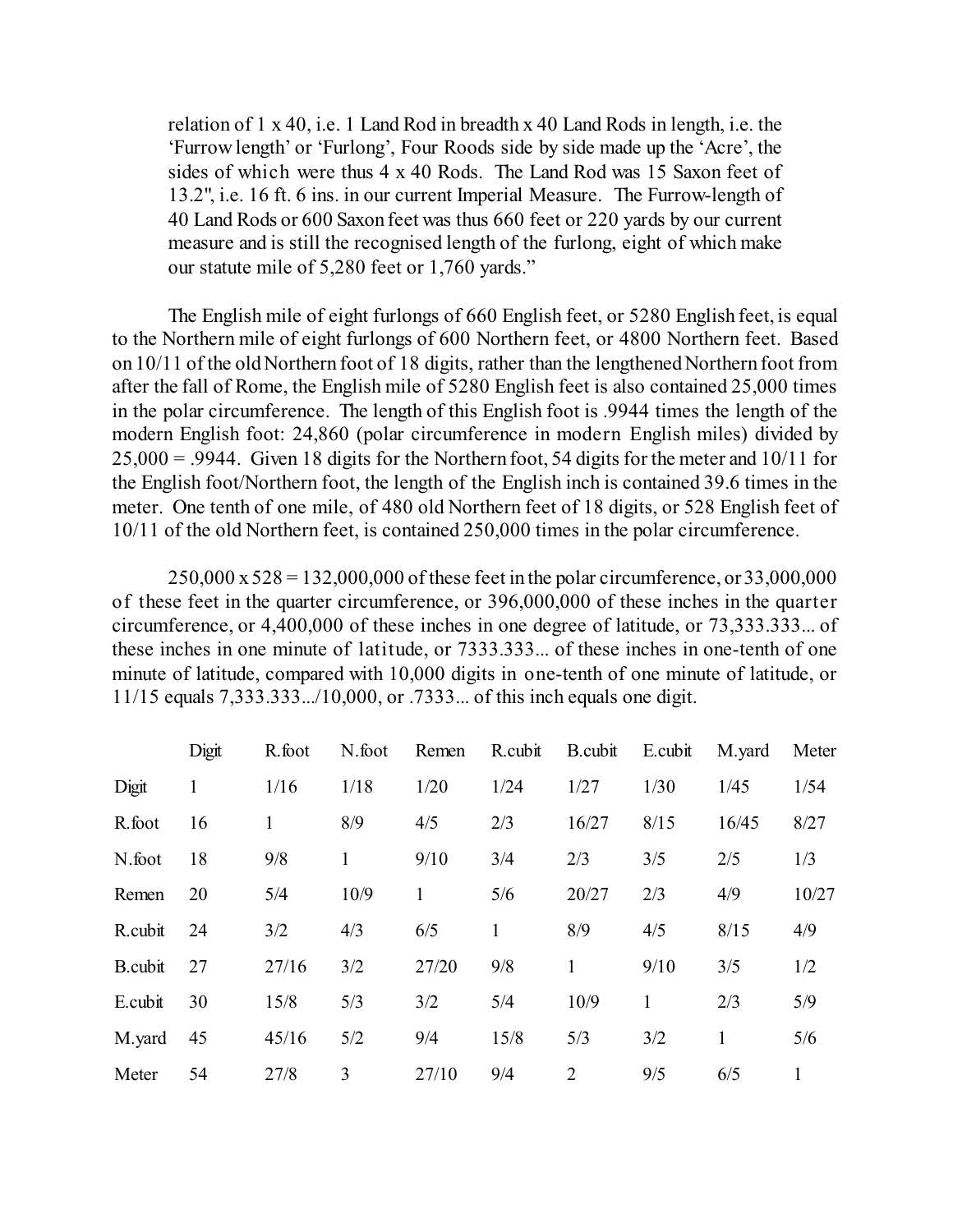> relation of 1 x 40, i.e. 1 Land Rod in breadth x 40 Land Rods in length, i.e. the 'Furrow length' or 'Furlong', Four Roods side by side made up the 'Acre', the sides of which were thus 4 x 40 Rods. The Land Rod was 15 Saxon feet of 13.2", i.e. 16 ft. 6 ins. in our current Imperial Measure. The Furrow-length of 40 Land Rods or 600 Saxon feet was thus 660 feet or 220 yards by our current measure and is still the recognised length of the furlong, eight of which make our statute mile of 5,280 feet or 1,760 yards."

The English mile of eight furlongs of 660 English feet, or 5280 English feet, is equal to the Northern mile of eight furlongs of 600 Northern feet, or 4800 Northern feet. Based on 10/11 of the old Northern foot of 18 digits, rather than the lengthened Northern foot from after the fall of Rome, the English mile of 5280 English feet is also contained 25,000 times in the polar circumference. The length of this English foot is .9944 times the length of the modern English foot: 24,860 (polar circumference in modern English miles) divided by 25,000 = .9944. Given 18 digits for the Northern foot, 54 digits for the meter and 10/11 for the English foot/Northern foot, the length of the English inch is contained 39.6 times in the meter. One tenth of one mile, of 480 old Northern feet of 18 digits, or 528 English feet of 10/11 of the old Northern feet, is contained 250,000 times in the polar circumference.

250,000 x 528 = 132,000,000 of these feet in the polar circumference, or 33,000,000 of these feet in the quarter circumference, or 396,000,000 of these inches in the quarter circumference, or 4,400,000 of these inches in one degree of latitude, or 73,333.333... of these inches in one minute of latitude, or 7333.333... of these inches in one-tenth of one minute of latitude, compared with 10,000 digits in one-tenth of one minute of latitude, or 11/15 equals 7,333.333.../10,000, or .7333... of this inch equals one digit.

| | Digit | R.foot | N.foot | Remen | R.cubit | B.cubit | E.cubit | M.yard | Meter |
|---|---|---|---|---|---|---|---|---|---|
| Digit | 1 | 1/16 | 1/18 | 1/20 | 1/24 | 1/27 | 1/30 | 1/45 | 1/54 |
| R.foot | 16 | 1 | 8/9 | 4/5 | 2/3 | 16/27 | 8/15 | 16/45 | 8/27 |
| N.foot | 18 | 9/8 | 1 | 9/10 | 3/4 | 2/3 | 3/5 | 2/5 | 1/3 |
| Remen | 20 | 5/4 | 10/9 | 1 | 5/6 | 20/27 | 2/3 | 4/9 | 10/27 |
| R.cubit | 24 | 3/2 | 4/3 | 6/5 | 1 | 8/9 | 4/5 | 8/15 | 4/9 |
| B.cubit | 27 | 27/16 | 3/2 | 27/20 | 9/8 | 1 | 9/10 | 3/5 | 1/2 |
| E.cubit | 30 | 15/8 | 5/3 | 3/2 | 5/4 | 10/9 | 1 | 2/3 | 5/9 |
| M.yard | 45 | 45/16 | 5/2 | 9/4 | 15/8 | 5/3 | 3/2 | 1 | 5/6 |
| Meter | 54 | 27/8 | 3 | 27/10 | 9/4 | 2 | 9/5 | 6/5 | 1 |